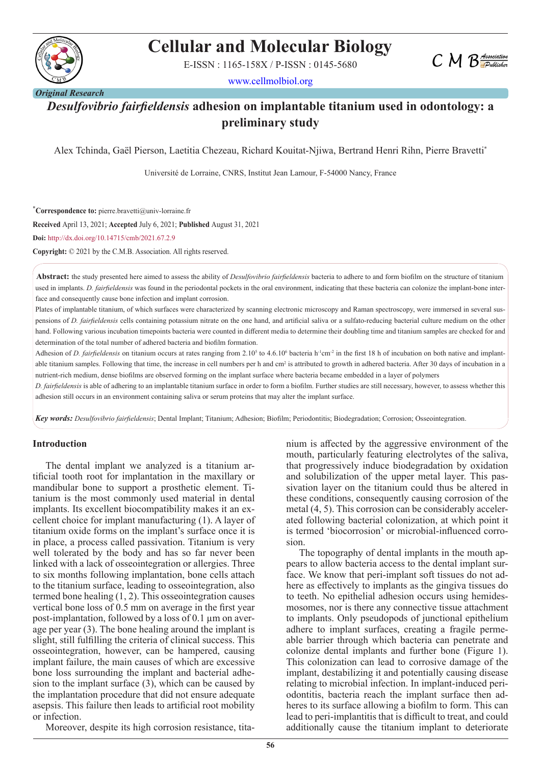Original Research

# *Desulfovibrio fairfieldensis* adhesion on implantable titanium used in odontology: a preliminary study

Alex Tchinda, Gaël Pierson, Laetitia Chezeau, Richard Kouitat-Njiwa, Bertrand Henri Rihn, Pierre Bravetti*

Université de Lorraine, CNRS, Institut Jean Lamour, F-54000 Nancy, France

*Correspondence to: pierre.bravetti@univ-lorraine.fr

**Received** April 13, 2021; **Accepted** July 6, 2021; **Published** August 31, 2021

**Doi:** http://dx.doi.org/10.14715/cmb/2021.67.2.9

**Copyright:** © 2021 by the C.M.B. Association. All rights reserved.

**Abstract:** the study presented here aimed to assess the ability of *Desulfovibrio fairfieldensis* bacteria to adhere to and form biofilm on the structure of titanium used in implants. *D. fairfieldensis* was found in the periodontal pockets in the oral environment, indicating that these bacteria can colonize the implant-bone interface and consequently cause bone infection and implant corrosion.

Plates of implantable titanium, of which surfaces were characterized by scanning electronic microscopy and Raman spectroscopy, were immersed in several suspensions of *D. fairfieldensis* cells containing potassium nitrate on the one hand, and artificial saliva or a sulfato-reducing bacterial culture medium on the other hand. Following various incubation timepoints bacteria were counted in different media to determine their doubling time and titanium samples are checked for and determination of the total number of adhered bacteria and biofilm formation.

Adhesion of *D. fairfieldensis* on titanium occurs at rates ranging from $2.10^5$ to $4.6.10^6$ bacteria $h^{-1}cm^{-2}$ in the first 18 h of incubation on both native and implantable titanium samples. Following that time, the increase in cell numbers per h and $cm^2$ is attributed to growth in adhered bacteria. After 30 days of incubation in a nutrient-rich medium, dense biofilms are observed forming on the implant surface where bacteria became embedded in a layer of polymers

*D. fairfieldensis* is able of adhering to an implantable titanium surface in order to form a biofilm. Further studies are still necessary, however, to assess whether this adhesion still occurs in an environment containing saliva or serum proteins that may alter the implant surface.

***Key words:*** *Desulfovibrio fairfieldensis*; Dental Implant; Titanium; Adhesion; Biofilm; Periodontitis; Biodegradation; Corrosion; Osseointegration.

## Introduction

The dental implant we analyzed is a titanium artificial tooth root for implantation in the maxillary or mandibular bone to support a prosthetic element. Titanium is the most commonly used material in dental implants. Its excellent biocompatibility makes it an excellent choice for implant manufacturing (1). A layer of titanium oxide forms on the implant's surface once it is in place, a process called passivation. Titanium is very well tolerated by the body and has so far never been linked with a lack of osseointegration or allergies. Three to six months following implantation, bone cells attach to the titanium surface, leading to osseointegration, also termed bone healing (1, 2). This osseointegration causes vertical bone loss of 0.5 mm on average in the first year post-implantation, followed by a loss of 0.1 µm on average per year (3). The bone healing around the implant is slight, still fulfilling the criteria of clinical success. This osseointegration, however, can be hampered, causing implant failure, the main causes of which are excessive bone loss surrounding the implant and bacterial adhesion to the implant surface (3), which can be caused by the implantation procedure that did not ensure adequate asepsis. This failure then leads to artificial root mobility or infection.

Moreover, despite its high corrosion resistance, titanium is affected by the aggressive environment of the mouth, particularly featuring electrolytes of the saliva, that progressively induce biodegradation by oxidation and solubilization of the upper metal layer. This passivation layer on the titanium could thus be altered in these conditions, consequently causing corrosion of the metal (4, 5). This corrosion can be considerably accelerated following bacterial colonization, at which point it is termed 'biocorrosion' or microbial-influenced corrosion.

The topography of dental implants in the mouth appears to allow bacteria access to the dental implant surface. We know that peri-implant soft tissues do not adhere as effectively to implants as the gingiva tissues do to teeth. No epithelial adhesion occurs using hemidesmosomes, nor is there any connective tissue attachment to implants. Only pseudopods of junctional epithelium adhere to implant surfaces, creating a fragile permeable barrier through which bacteria can penetrate and colonize dental implants and further bone (Figure 1). This colonization can lead to corrosive damage of the implant, destabilizing it and potentially causing disease relating to microbial infection. In implant-induced periodontitis, bacteria reach the implant surface then adheres to its surface allowing a biofilm to form. This can lead to peri-implantitis that is difficult to treat, and could additionally cause the titanium implant to deteriorate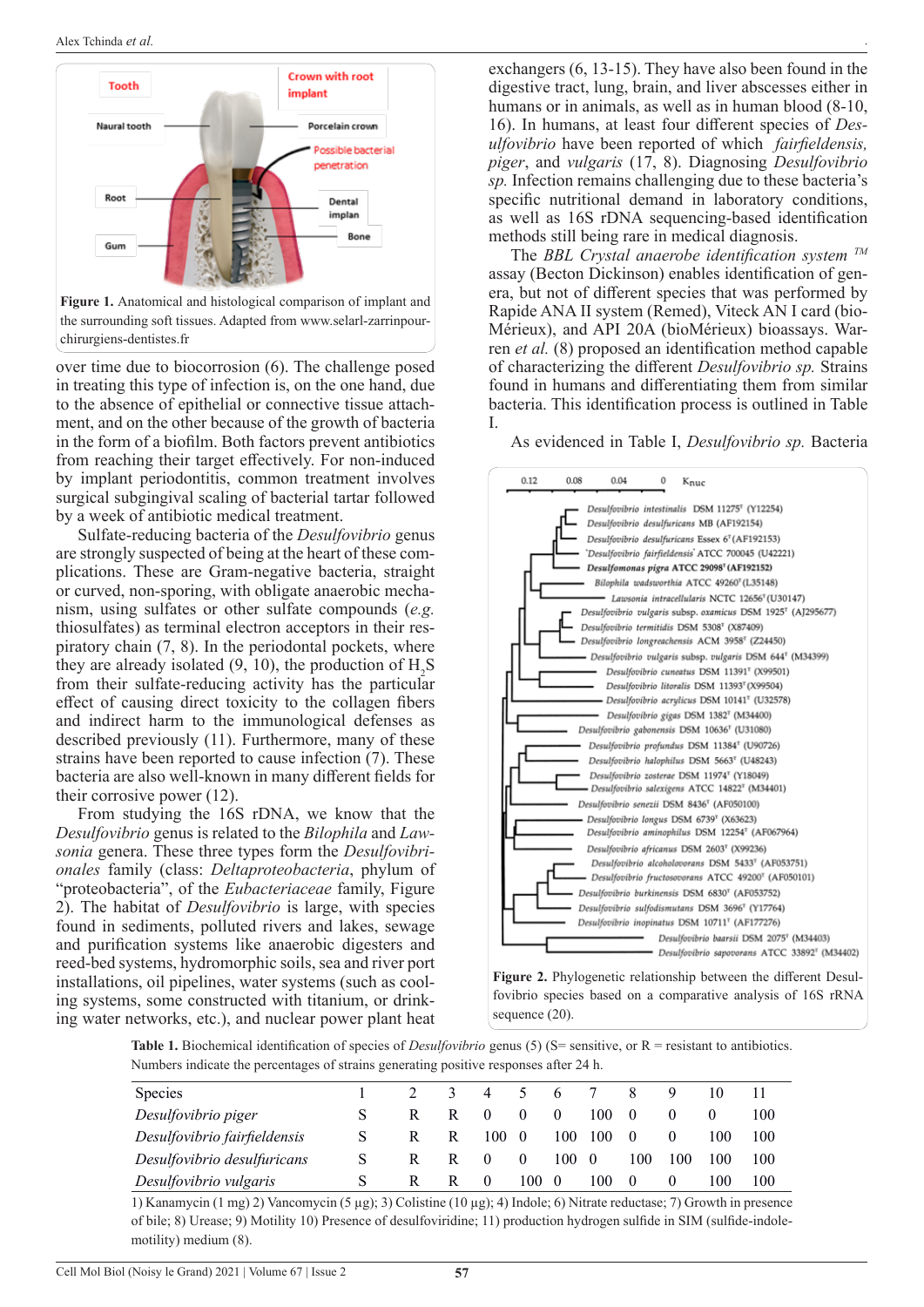Figure 1. Anatomical and histological comparison of implant and the surrounding soft tissues. Adapted from www.selarl-zarrinpour-chirurgiens-dentistes.fr

over time due to biocorrosion (6). The challenge posed in treating this type of infection is, on the one hand, due to the absence of epithelial or connective tissue attachment, and on the other because of the growth of bacteria in the form of a biofilm. Both factors prevent antibiotics from reaching their target effectively. For non-induced by implant periodontitis, common treatment involves surgical subgingival scaling of bacterial tartar followed by a week of antibiotic medical treatment.

Sulfate-reducing bacteria of the *Desulfovibrio* genus are strongly suspected of being at the heart of these complications. These are Gram-negative bacteria, straight or curved, non-sporing, with obligate anaerobic mechanism, using sulfates or other sulfate compounds (*e.g.* thiosulfates) as terminal electron acceptors in their respiratory chain (7, 8). In the periodontal pockets, where they are already isolated (9, 10), the production of $H_2S$ from their sulfate-reducing activity has the particular effect of causing direct toxicity to the collagen fibers and indirect harm to the immunological defenses as described previously (11). Furthermore, many of these strains have been reported to cause infection (7). These bacteria are also well-known in many different fields for their corrosive power (12).

From studying the 16S rDNA, we know that the *Desulfovibrio* genus is related to the *Bilophila* and *Lawsonia* genera. These three types form the *Desulfovibrionales* family (class: *Deltaproteobacteria*, phylum of "proteobacteria", of the *Eubacteriaceae* family, Figure 2). The habitat of *Desulfovibrio* is large, with species found in sediments, polluted rivers and lakes, sewage and purification systems like anaerobic digesters and reed-bed systems, hydromorphic soils, sea and river port installations, oil pipelines, water systems (such as cooling systems, some constructed with titanium, or drinking water networks, etc.), and nuclear power plant heat exchangers (6, 13-15). They have also been found in the digestive tract, lung, brain, and liver abscesses either in humans or in animals, as well as in human blood (8-10, 16). In humans, at least four different species of *Desulfovibrio* have been reported of which *fairfieldensis, piger*, and *vulgaris* (17, 8). Diagnosing *Desulfovibrio sp.* Infection remains challenging due to these bacteria's specific nutritional demand in laboratory conditions, as well as 16S rDNA sequencing-based identification methods still being rare in medical diagnosis.

The *BBL Crystal anaerobe identification system* ™ assay (Becton Dickinson) enables identification of genera, but not of different species that was performed by Rapide ANA II system (Remed), Viteck AN I card (bioMérieux), and API 20A (bioMérieux) bioassays. Warren *et al.* (8) proposed an identification method capable of characterizing the different *Desulfovibrio sp.* Strains found in humans and differentiating them from similar bacteria. This identification process is outlined in Table I.

As evidenced in Table I, *Desulfovibrio sp.* Bacteria

Figure 2. Phylogenetic relationship between the different Desulfovibrio species based on a comparative analysis of 16S rRNA sequence (20).

**Table 1.** Biochemical identification of species of *Desulfovibrio* genus (5) (S= sensitive, or R = resistant to antibiotics. Numbers indicate the percentages of strains generating positive responses after 24 h.

| Species | 1 | 2 | 3 | 4 | 5 | 6 | 7 | 8 | 9 | 10 | 11 |
|---|---|---|---|---|---|---|---|---|---|---|---|
| *Desulfovibrio piger* | S | R | R | 0 | 0 | 0 | 100 | 0 | 0 | 0 | 100 |
| *Desulfovibrio fairfieldensis* | S | R | R | 100 | 0 | 100 | 100 | 0 | 0 | 100 | 100 |
| *Desulfovibrio desulfuricans* | S | R | R | 0 | 0 | 100 | 0 | 100 | 100 | 100 | 100 |
| *Desulfovibrio vulgaris* | S | R | R | 0 | 100 | 0 | 100 | 0 | 0 | 100 | 100 |

1) Kanamycin (1 mg) 2) Vancomycin (5 µg); 3) Colistine (10 µg); 4) Indole; 6) Nitrate reductase; 7) Growth in presence of bile; 8) Urease; 9) Motility 10) Presence of desulfoviridine; 11) production hydrogen sulfide in SIM (sulfide-indole-motility) medium (8).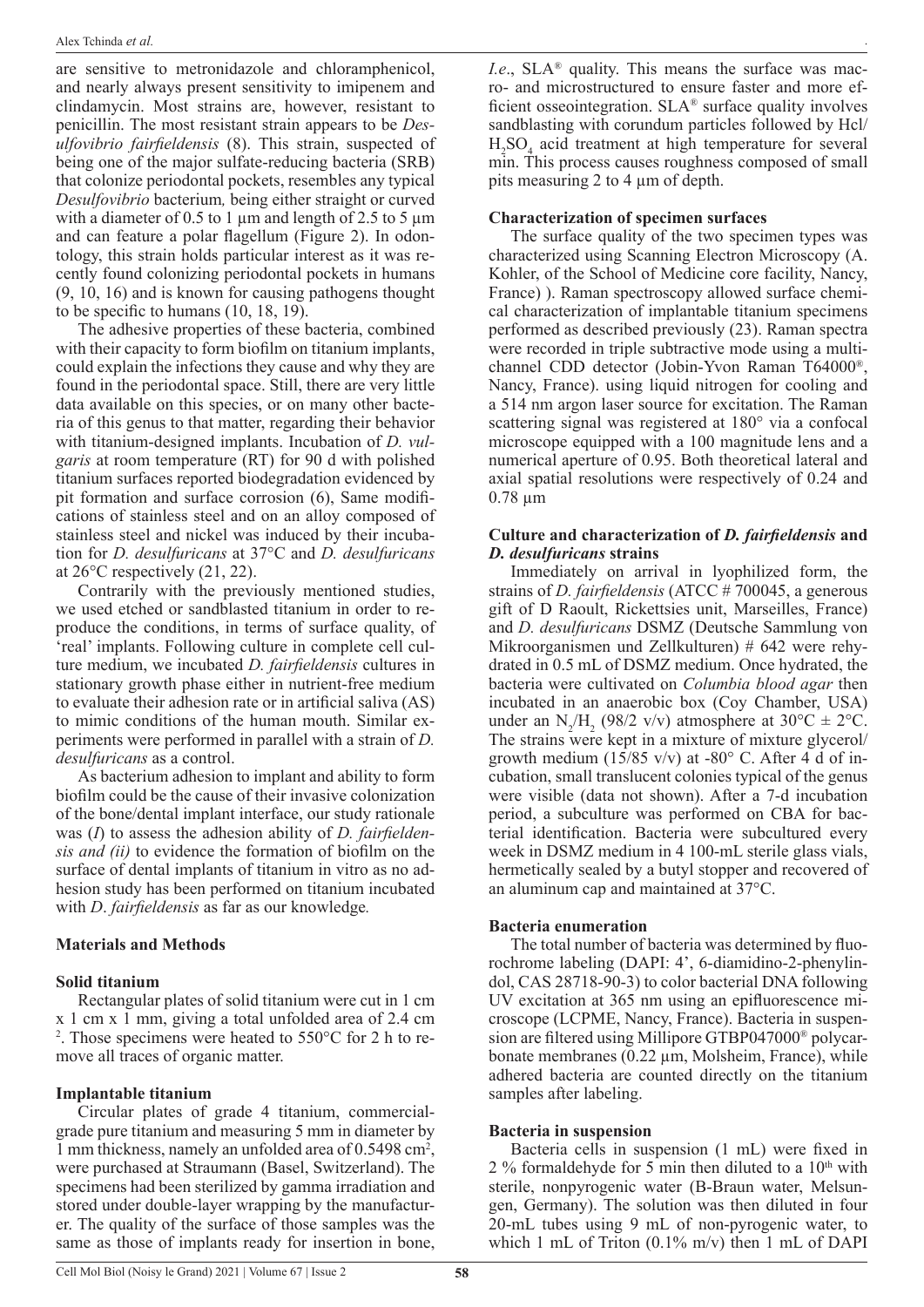are sensitive to metronidazole and chloramphenicol, and nearly always present sensitivity to imipenem and clindamycin. Most strains are, however, resistant to penicillin. The most resistant strain appears to be *Desulfovibrio fairfieldensis* (8). This strain, suspected of being one of the major sulfate-reducing bacteria (SRB) that colonize periodontal pockets, resembles any typical *Desulfovibrio* bacterium*,* being either straight or curved with a diameter of 0.5 to 1 µm and length of 2.5 to 5 µm and can feature a polar flagellum (Figure 2). In odontology, this strain holds particular interest as it was recently found colonizing periodontal pockets in humans (9, 10, 16) and is known for causing pathogens thought to be specific to humans (10, 18, 19).

The adhesive properties of these bacteria, combined with their capacity to form biofilm on titanium implants, could explain the infections they cause and why they are found in the periodontal space. Still, there are very little data available on this species, or on many other bacteria of this genus to that matter, regarding their behavior with titanium-designed implants. Incubation of *D. vulgaris* at room temperature (RT) for 90 d with polished titanium surfaces reported biodegradation evidenced by pit formation and surface corrosion (6), Same modifications of stainless steel and on an alloy composed of stainless steel and nickel was induced by their incubation for *D. desulfuricans* at 37°C and *D. desulfuricans* at 26°C respectively (21, 22).

Contrarily with the previously mentioned studies, we used etched or sandblasted titanium in order to reproduce the conditions, in terms of surface quality, of 'real' implants. Following culture in complete cell culture medium, we incubated *D. fairfieldensis* cultures in stationary growth phase either in nutrient-free medium to evaluate their adhesion rate or in artificial saliva (AS) to mimic conditions of the human mouth. Similar experiments were performed in parallel with a strain of *D. desulfuricans* as a control.

As bacterium adhesion to implant and ability to form biofilm could be the cause of their invasive colonization of the bone/dental implant interface, our study rationale was (*I*) to assess the adhesion ability of *D. fairfieldensis and (ii)* to evidence the formation of biofilm on the surface of dental implants of titanium in vitro as no adhesion study has been performed on titanium incubated with *D*. *fairfieldensis* as far as our knowledge*.*

## Materials and Methods

### Solid titanium

Rectangular plates of solid titanium were cut in 1 cm x 1 cm x 1 mm, giving a total unfolded area of 2.4 cm $^2$. Those specimens were heated to 550°C for 2 h to remove all traces of organic matter.

### Implantable titanium

Circular plates of grade 4 titanium, commercial-grade pure titanium and measuring 5 mm in diameter by 1 mm thickness, namely an unfolded area of 0.5498 cm$^2$, were purchased at Straumann (Basel, Switzerland). The specimens had been sterilized by gamma irradiation and stored under double-layer wrapping by the manufacturer. The quality of the surface of those samples was the same as those of implants ready for insertion in bone, *I.e*., SLA® quality. This means the surface was macro- and microstructured to ensure faster and more efficient osseointegration. SLA® surface quality involves sandblasting with corundum particles followed by Hcl/ $H_2SO_4$ acid treatment at high temperature for several min. This process causes roughness composed of small pits measuring 2 to 4 µm of depth.

### Characterization of specimen surfaces

The surface quality of the two specimen types was characterized using Scanning Electron Microscopy (A. Kohler, of the School of Medicine core facility, Nancy, France) ). Raman spectroscopy allowed surface chemical characterization of implantable titanium specimens performed as described previously (23). Raman spectra were recorded in triple subtractive mode using a multichannel CDD detector (Jobin-Yvon Raman T64000®, Nancy, France). using liquid nitrogen for cooling and a 514 nm argon laser source for excitation. The Raman scattering signal was registered at 180° via a confocal microscope equipped with a 100 magnitude lens and a numerical aperture of 0.95. Both theoretical lateral and axial spatial resolutions were respectively of 0.24 and 0.78 µm

### Culture and characterization of *D. fairfieldensis* and *D. desulfuricans* strains

Immediately on arrival in lyophilized form, the strains of *D. fairfieldensis* (ATCC # 700045, a generous gift of D Raoult, Rickettsies unit, Marseilles, France) and *D. desulfuricans* DSMZ (Deutsche Sammlung von Mikroorganismen und Zellkulturen) # 642 were rehydrated in 0.5 mL of DSMZ medium. Once hydrated, the bacteria were cultivated on *Columbia blood agar* then incubated in an anaerobic box (Coy Chamber, USA) under an $N_2/H_2$ (98/2 v/v) atmosphere at 30°C ± 2°C. The strains were kept in a mixture of mixture glycerol/ growth medium (15/85 v/v) at -80° C. After 4 d of incubation, small translucent colonies typical of the genus were visible (data not shown). After a 7-d incubation period, a subculture was performed on CBA for bacterial identification. Bacteria were subcultured every week in DSMZ medium in 4 100-mL sterile glass vials, hermetically sealed by a butyl stopper and recovered of an aluminum cap and maintained at 37°C.

### Bacteria enumeration

The total number of bacteria was determined by fluorochrome labeling (DAPI: 4', 6-diamidino-2-phenylindol, CAS 28718-90-3) to color bacterial DNA following UV excitation at 365 nm using an epifluorescence microscope (LCPME, Nancy, France). Bacteria in suspension are filtered using Millipore GTBP047000® polycarbonate membranes (0.22 µm, Molsheim, France), while adhered bacteria are counted directly on the titanium samples after labeling.

### Bacteria in suspension

Bacteria cells in suspension (1 mL) were fixed in 2 % formaldehyde for 5 min then diluted to a 10$^{th}$ with sterile, nonpyrogenic water (B-Braun water, Melsungen, Germany). The solution was then diluted in four 20-mL tubes using 9 mL of non-pyrogenic water, to which 1 mL of Triton (0.1% m/v) then 1 mL of DAPI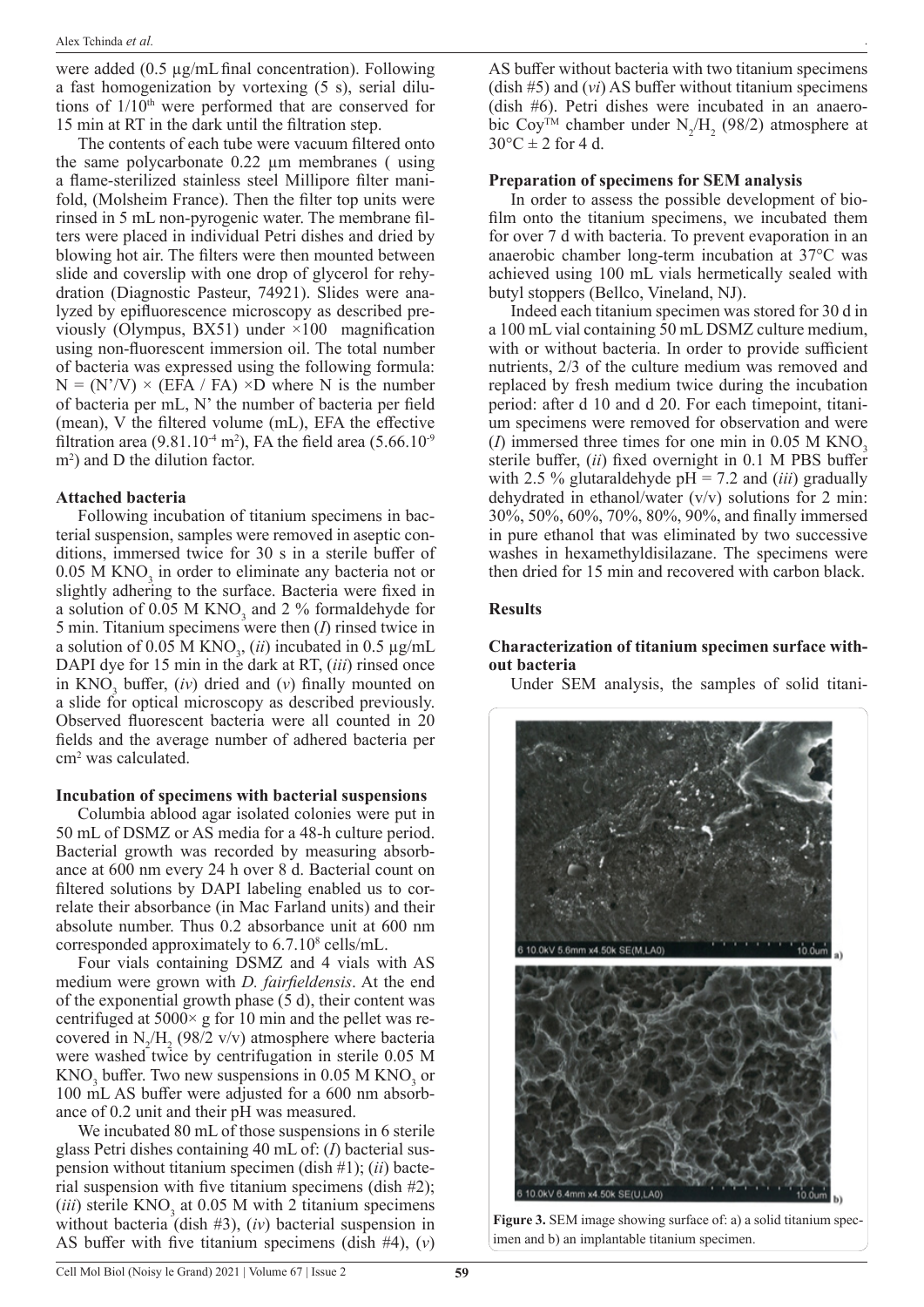were added (0.5 µg/mL final concentration). Following a fast homogenization by vortexing (5 s), serial dilutions of $1/10^{th}$ were performed that are conserved for 15 min at RT in the dark until the filtration step.

The contents of each tube were vacuum filtered onto the same polycarbonate 0.22 µm membranes ( using a flame-sterilized stainless steel Millipore filter manifold, (Molsheim France). Then the filter top units were rinsed in 5 mL non-pyrogenic water. The membrane filters were placed in individual Petri dishes and dried by blowing hot air. The filters were then mounted between slide and coverslip with one drop of glycerol for rehydration (Diagnostic Pasteur, 74921). Slides were analyzed by epifluorescence microscopy as described previously (Olympus, BX51) under ×100 magnification using non-fluorescent immersion oil. The total number of bacteria was expressed using the following formula: $N = (N'/V) \times (EFA / FA) \times D$ where N is the number of bacteria per mL, N' the number of bacteria per field (mean), V the filtered volume (mL), EFA the effective filtration area ($9.81.10^{-4}$ m$^2$), FA the field area ($5.66.10^{-9}$ m$^2$) and D the dilution factor.

### Attached bacteria

Following incubation of titanium specimens in bacterial suspension, samples were removed in aseptic conditions, immersed twice for 30 s in a sterile buffer of 0.05 M $KNO_3$ in order to eliminate any bacteria not or slightly adhering to the surface. Bacteria were fixed in a solution of 0.05 M $KNO_3$ and 2 % formaldehyde for 5 min. Titanium specimens were then (*I*) rinsed twice in a solution of 0.05 M $KNO_3$, (*ii*) incubated in 0.5 µg/mL DAPI dye for 15 min in the dark at RT, (*iii*) rinsed once in $KNO_3$ buffer, (*iv*) dried and (*v*) finally mounted on a slide for optical microscopy as described previously. Observed fluorescent bacteria were all counted in 20 fields and the average number of adhered bacteria per cm$^2$ was calculated.

### Incubation of specimens with bacterial suspensions

Columbia ablood agar isolated colonies were put in 50 mL of DSMZ or AS media for a 48-h culture period. Bacterial growth was recorded by measuring absorbance at 600 nm every 24 h over 8 d. Bacterial count on filtered solutions by DAPI labeling enabled us to correlate their absorbance (in Mac Farland units) and their absolute number. Thus 0.2 absorbance unit at 600 nm corresponded approximately to $6.7.10^8$ cells/mL.

Four vials containing DSMZ and 4 vials with AS medium were grown with *D. fairfieldensis*. At the end of the exponential growth phase (5 d), their content was centrifuged at 5000× g for 10 min and the pellet was recovered in $N_2/H_2$ (98/2 v/v) atmosphere where bacteria were washed twice by centrifugation in sterile 0.05 M $KNO_3$ buffer. Two new suspensions in 0.05 M $KNO_3$ or 100 mL AS buffer were adjusted for a 600 nm absorbance of 0.2 unit and their pH was measured.

We incubated 80 mL of those suspensions in 6 sterile glass Petri dishes containing 40 mL of: (*I*) bacterial suspension without titanium specimen (dish #1); (*ii*) bacterial suspension with five titanium specimens (dish #2); (*iii*) sterile $KNO_3$ at 0.05 M with 2 titanium specimens without bacteria (dish #3), (*iv*) bacterial suspension in AS buffer with five titanium specimens (dish #4), (*v*) AS buffer without bacteria with two titanium specimens (dish #5) and (*vi*) AS buffer without titanium specimens (dish #6). Petri dishes were incubated in an anaerobic Coy™ chamber under $N_2/H_2$ (98/2) atmosphere at 30°C ± 2 for 4 d.

### Preparation of specimens for SEM analysis

In order to assess the possible development of biofilm onto the titanium specimens, we incubated them for over 7 d with bacteria. To prevent evaporation in an anaerobic chamber long-term incubation at 37°C was achieved using 100 mL vials hermetically sealed with butyl stoppers (Bellco, Vineland, NJ).

Indeed each titanium specimen was stored for 30 d in a 100 mL vial containing 50 mL DSMZ culture medium, with or without bacteria. In order to provide sufficient nutrients, 2/3 of the culture medium was removed and replaced by fresh medium twice during the incubation period: after d 10 and d 20. For each timepoint, titanium specimens were removed for observation and were (*I*) immersed three times for one min in 0.05 M $KNO_3$ sterile buffer, (*ii*) fixed overnight in 0.1 M PBS buffer with 2.5 % glutaraldehyde pH = 7.2 and (*iii*) gradually dehydrated in ethanol/water (v/v) solutions for 2 min: 30%, 50%, 60%, 70%, 80%, 90%, and finally immersed in pure ethanol that was eliminated by two successive washes in hexamethyldisilazane. The specimens were then dried for 15 min and recovered with carbon black.

## Results

### Characterization of titanium specimen surface without bacteria

Under SEM analysis, the samples of solid titani-

**Figure 3.** SEM image showing surface of: a) a solid titanium specimen and b) an implantable titanium specimen.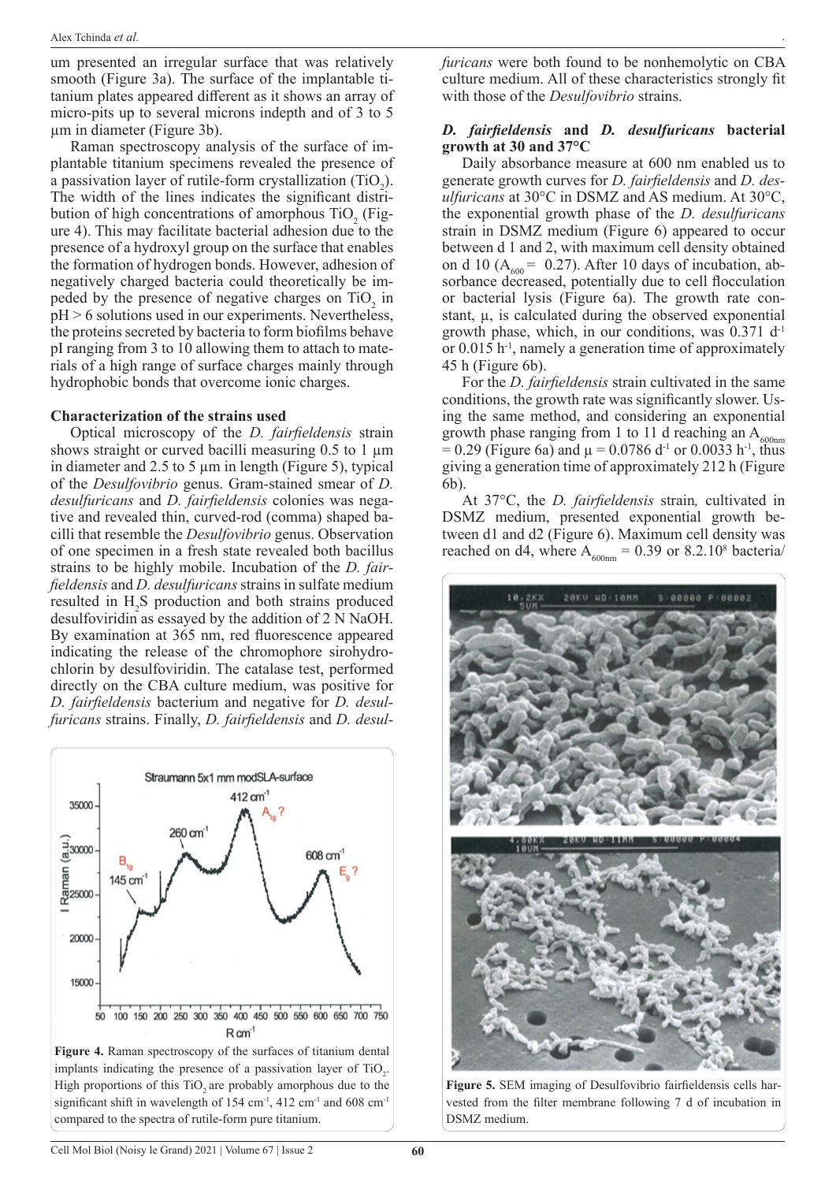um presented an irregular surface that was relatively smooth (Figure 3a). The surface of the implantable titanium plates appeared different as it shows an array of micro-pits up to several microns indepth and of 3 to 5 µm in diameter (Figure 3b).

Raman spectroscopy analysis of the surface of implantable titanium specimens revealed the presence of a passivation layer of rutile-form crystallization ($TiO_2$). The width of the lines indicates the significant distribution of high concentrations of amorphous $TiO_2$ (Figure 4). This may facilitate bacterial adhesion due to the presence of a hydroxyl group on the surface that enables the formation of hydrogen bonds. However, adhesion of negatively charged bacteria could theoretically be impeded by the presence of negative charges on $TiO_2$ in pH > 6 solutions used in our experiments. Nevertheless, the proteins secreted by bacteria to form biofilms behave pI ranging from 3 to 10 allowing them to attach to materials of a high range of surface charges mainly through hydrophobic bonds that overcome ionic charges.

### Characterization of the strains used

Optical microscopy of the *D. fairfieldensis* strain shows straight or curved bacilli measuring 0.5 to 1 µm in diameter and 2.5 to 5 µm in length (Figure 5), typical of the *Desulfovibrio* genus. Gram-stained smear of *D. desulfuricans* and *D. fairfieldensis* colonies was negative and revealed thin, curved-rod (comma) shaped bacilli that resemble the *Desulfovibrio* genus. Observation of one specimen in a fresh state revealed both bacillus strains to be highly mobile. Incubation of the *D. fairfieldensis* and *D. desulfuricans* strains in sulfate medium resulted in $H_2S$ production and both strains produced desulfoviridin as essayed by the addition of 2 N NaOH. By examination at 365 nm, red fluorescence appeared indicating the release of the chromophore sirohydrochlorin by desulfoviridin. The catalase test, performed directly on the CBA culture medium, was positive for *D. fairfieldensis* bacterium and negative for *D. desulfuricans* strains. Finally, *D. fairfieldensis* and *D. desulfuricans* were both found to be nonhemolytic on CBA culture medium. All of these characteristics strongly fit with those of the *Desulfovibrio* strains.

Figure 4. Raman spectroscopy of the surfaces of titanium dental implants indicating the presence of a passivation layer of $TiO_2$. High proportions of this $TiO_2$ are probably amorphous due to the significant shift in wavelength of 154 cm$^{-1}$, 412 cm$^{-1}$ and 608 cm$^{-1}$ compared to the spectra of rutile-form pure titanium.

### *D. fairfieldensis* and *D. desulfuricans* bacterial growth at 30 and 37°C

Daily absorbance measure at 600 nm enabled us to generate growth curves for *D. fairfieldensis* and *D. desulfuricans* at 30°C in DSMZ and AS medium. At 30°C, the exponential growth phase of the *D. desulfuricans* strain in DSMZ medium (Figure 6) appeared to occur between d 1 and 2, with maximum cell density obtained on d 10 ($A_{600}$ = 0.27). After 10 days of incubation, absorbance decreased, potentially due to cell flocculation or bacterial lysis (Figure 6a). The growth rate constant, µ, is calculated during the observed exponential growth phase, which, in our conditions, was 0.371 d$^{-1}$ or 0.015 h$^{-1}$, namely a generation time of approximately 45 h (Figure 6b).

For the *D. fairfieldensis* strain cultivated in the same conditions, the growth rate was significantly slower. Using the same method, and considering an exponential growth phase ranging from 1 to 11 d reaching an $A_{600nm}$ = 0.29 (Figure 6a) and µ = 0.0786 d$^{-1}$ or 0.0033 h$^{-1}$, thus giving a generation time of approximately 212 h (Figure 6b).

At 37°C, the *D. fairfieldensis* strain, cultivated in DSMZ medium, presented exponential growth between d1 and d2 (Figure 6). Maximum cell density was reached on d4, where $A_{600nm}$ = 0.39 or $8.2.10^8$ bacteria/

Figure 5. SEM imaging of Desulfovibrio fairfieldensis cells harvested from the filter membrane following 7 d of incubation in DSMZ medium.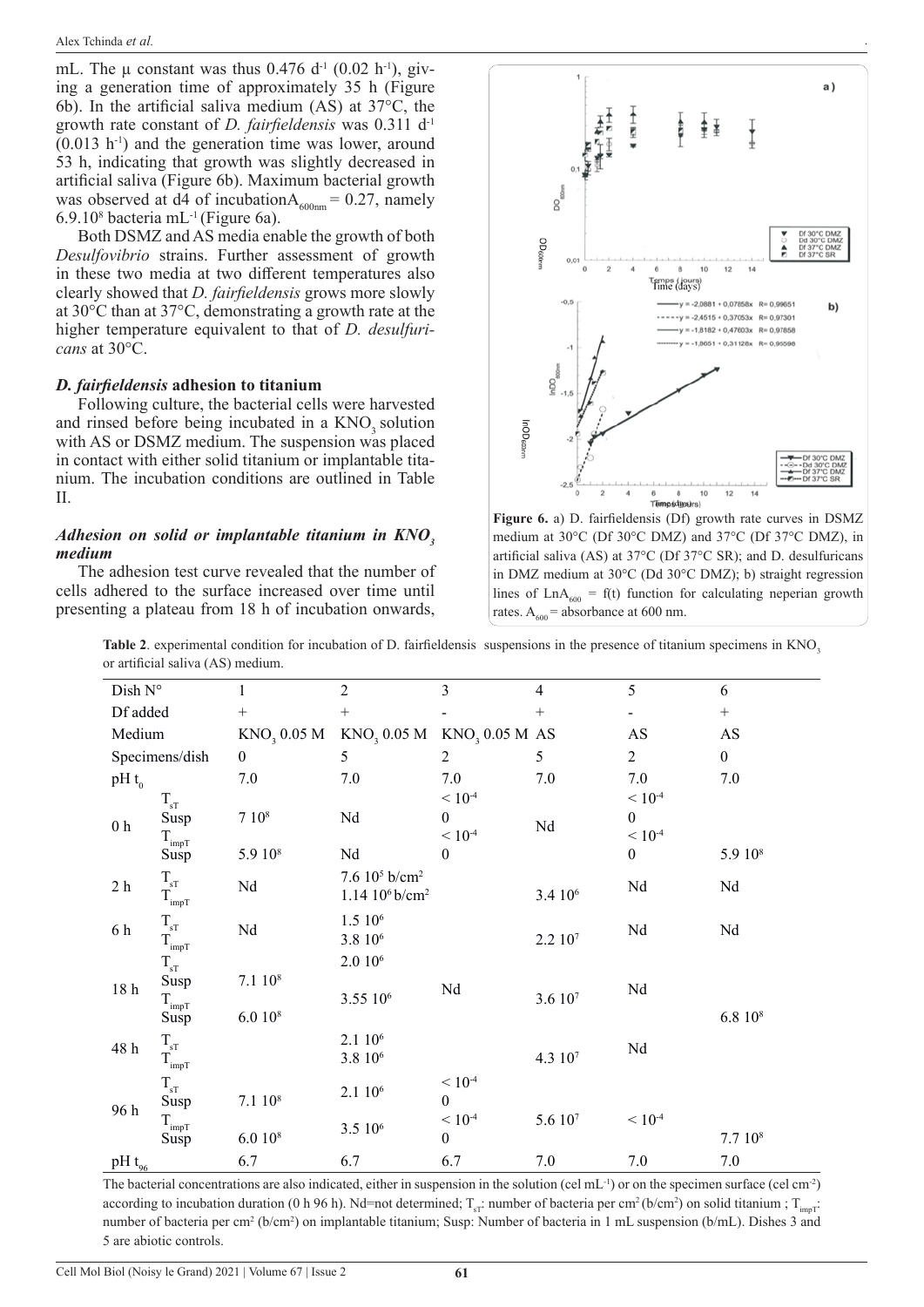mL. The µ constant was thus 0.476 $d^{-1}$ (0.02 $h^{-1}$), giving a generation time of approximately 35 h (Figure 6b). In the artificial saliva medium (AS) at 37°C, the growth rate constant of *D. fairfieldensis* was 0.311 $d^{-1}$ (0.013 $h^{-1}$) and the generation time was lower, around 53 h, indicating that growth was slightly decreased in artificial saliva (Figure 6b). Maximum bacterial growth was observed at d4 of incubation $A_{600nm}$ = 0.27, namely $6.9.10^{8}$ bacteria $mL^{-1}$ (Figure 6a).

Both DSMZ and AS media enable the growth of both *Desulfovibrio* strains. Further assessment of growth in these two media at two different temperatures also clearly showed that *D. fairfieldensis* grows more slowly at 30°C than at 37°C, demonstrating a growth rate at the higher temperature equivalent to that of *D. desulfuricans* at 30°C.

### *D. fairfieldensis* adhesion to titanium

Following culture, the bacterial cells were harvested and rinsed before being incubated in a $KNO_3$ solution with AS or DSMZ medium. The suspension was placed in contact with either solid titanium or implantable titanium. The incubation conditions are outlined in Table II.

#### *Adhesion on solid or implantable titanium in $KNO_3$ medium*

The adhesion test curve revealed that the number of cells adhered to the surface increased over time until presenting a plateau from 18 h of incubation onwards,

**Figure 6.** a) D. fairfieldensis (Df) growth rate curves in DSMZ medium at 30°C (Df 30°C DMZ) and 37°C (Df 37°C DMZ), in artificial saliva (AS) at 37°C (Df 37°C SR); and D. desulfuricans in DMZ medium at 30°C (Dd 30°C DMZ); b) straight regression lines of $LnA_{600}$ = f(t) function for calculating neperian growth rates. $A_{600}$ = absorbance at 600 nm.

**Table 2**. experimental condition for incubation of D. fairfieldensis suspensions in the presence of titanium specimens in $KNO_3$ or artificial saliva (AS) medium.

| Dish N° | | 1 | 2 | 3 | 4 | 5 | 6 |
|---|---|---|---|---|---|---|---|
| Df added | | + | + | - | + | - | + |
| Medium | | $KNO_3$ 0.05 M | $KNO_3$ 0.05 M | $KNO_3$ 0.05 M | AS | AS | AS |
| Specimens/dish | | 0 | 5 | 2 | 5 | 2 | 0 |
| pH $t_0$ | | 7.0 | 7.0 | 7.0 | 7.0 | 7.0 | 7.0 |
| 0 h | $T_{sT}$ | | | < $10^{-4}$ | | < $10^{-4}$ | |
| | Susp | 7 $10^{8}$ | Nd | 0 | Nd | 0 | |
| | $T_{impT}$ | | | < $10^{-4}$ | | < $10^{-4}$ | |
| | Susp | 5.9 $10^{8}$ | Nd | 0 | | 0 | 5.9 $10^{8}$ |
| 2 h | $T_{sT}$ | Nd | 7.6 $10^{5}$ b/cm² | | | Nd | Nd |
| | $T_{impT}$ | | 1.14 $10^{6}$ b/cm² | | 3.4 $10^{6}$ | | |
| 6 h | $T_{sT}$ | Nd | 1.5 $10^{6}$ | | | Nd | Nd |
| | $T_{impT}$ | | 3.8 $10^{6}$ | | 2.2 $10^{7}$ | | |
| 18 h | $T_{sT}$ | | 2.0 $10^{6}$ | | | | |
| | Susp | 7.1 $10^{8}$ | | | | | |
| | $T_{impT}$ | | 3.55 $10^{6}$ | Nd | 3.6 $10^{7}$ | Nd | |
| | Susp | 6.0 $10^{8}$ | | | | | 6.8 $10^{8}$ |
| 48 h | $T_{sT}$ | | 2.1 $10^{6}$ | | | | |
| | $T_{impT}$ | | 3.8 $10^{6}$ | | 4.3 $10^{7}$ | Nd | |
| 96 h | $T_{sT}$ | | 2.1 $10^{6}$ | < $10^{-4}$ | | | |
| | Susp | 7.1 $10^{8}$ | | 0 | | | |
| | $T_{impT}$ | | 3.5 $10^{6}$ | < $10^{-4}$ | 5.6 $10^{7}$ | < $10^{-4}$ | |
| | Susp | 6.0 $10^{8}$ | | 0 | | | 7.7 $10^{8}$ |
| pH $t_{96}$ | | 6.7 | 6.7 | 6.7 | 7.0 | 7.0 | 7.0 |

The bacterial concentrations are also indicated, either in suspension in the solution (cel $mL^{-1}$) or on the specimen surface (cel $cm^{-2}$) according to incubation duration (0 h 96 h). Nd=not determined; $T_{sT}$: number of bacteria per cm² (b/cm²) on solid titanium ; $T_{impT}$: number of bacteria per cm² (b/cm²) on implantable titanium; Susp: Number of bacteria in 1 mL suspension (b/mL). Dishes 3 and 5 are abiotic controls.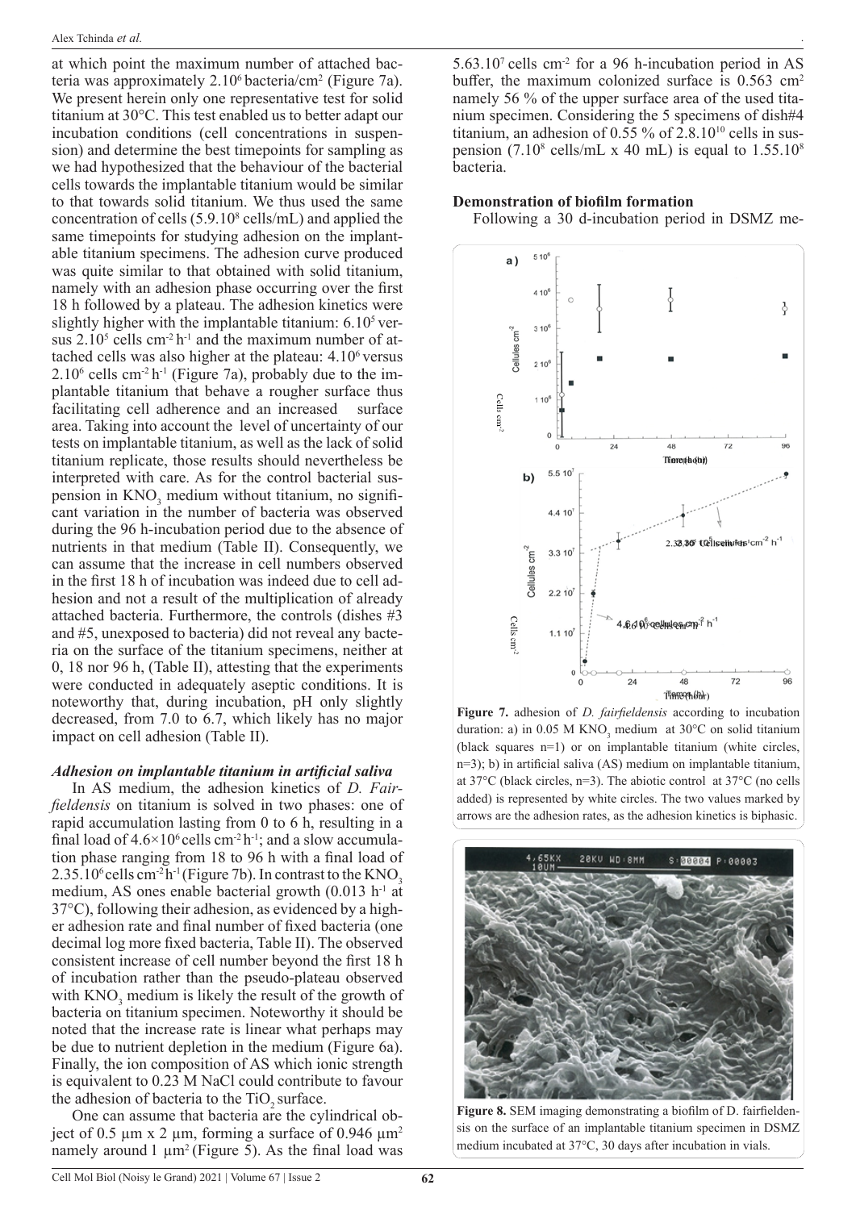at which point the maximum number of attached bacteria was approximately $2.10^6$ bacteria/cm$^2$ (Figure 7a). We present herein only one representative test for solid titanium at 30°C. This test enabled us to better adapt our incubation conditions (cell concentrations in suspension) and determine the best timepoints for sampling as we had hypothesized that the behaviour of the bacterial cells towards the implantable titanium would be similar to that towards solid titanium. We thus used the same concentration of cells ($5.9.10^8$ cells/mL) and applied the same timepoints for studying adhesion on the implantable titanium specimens. The adhesion curve produced was quite similar to that obtained with solid titanium, namely with an adhesion phase occurring over the first 18 h followed by a plateau. The adhesion kinetics were slightly higher with the implantable titanium: $6.10^5$ versus $2.10^5$ cells cm$^{-2}$ h$^{-1}$ and the maximum number of attached cells was also higher at the plateau: $4.10^6$ versus $2.10^6$ cells cm$^{-2}$ h$^{-1}$ (Figure 7a), probably due to the implantable titanium that behave a rougher surface thus facilitating cell adherence and an increased surface area. Taking into account the level of uncertainty of our tests on implantable titanium, as well as the lack of solid titanium replicate, those results should nevertheless be interpreted with care. As for the control bacterial suspension in $KNO_3$ medium without titanium, no significant variation in the number of bacteria was observed during the 96 h-incubation period due to the absence of nutrients in that medium (Table II). Consequently, we can assume that the increase in cell numbers observed in the first 18 h of incubation was indeed due to cell adhesion and not a result of the multiplication of already attached bacteria. Furthermore, the controls (dishes #3 and #5, unexposed to bacteria) did not reveal any bacteria on the surface of the titanium specimens, neither at 0, 18 nor 96 h, (Table II), attesting that the experiments were conducted in adequately aseptic conditions. It is noteworthy that, during incubation, pH only slightly decreased, from 7.0 to 6.7, which likely has no major impact on cell adhesion (Table II).

### *Adhesion on implantable titanium in artificial saliva*

In AS medium, the adhesion kinetics of *D. Fairfieldensis* on titanium is solved in two phases: one of rapid accumulation lasting from 0 to 6 h, resulting in a final load of $4.6\times10^6$ cells cm$^{-2}$ h$^{-1}$; and a slow accumulation phase ranging from 18 to 96 h with a final load of $2.35.10^6$ cells cm$^{-2}$ h$^{-1}$ (Figure 7b). In contrast to the $KNO_3$ medium, AS ones enable bacterial growth (0.013 h$^{-1}$ at 37°C), following their adhesion, as evidenced by a higher adhesion rate and final number of fixed bacteria (one decimal log more fixed bacteria, Table II). The observed consistent increase of cell number beyond the first 18 h of incubation rather than the pseudo-plateau observed with $KNO_3$ medium is likely the result of the growth of bacteria on titanium specimen. Noteworthy it should be noted that the increase rate is linear what perhaps may be due to nutrient depletion in the medium (Figure 6a). Finally, the ion composition of AS which ionic strength is equivalent to 0.23 M NaCl could contribute to favour the adhesion of bacteria to the $TiO_2$ surface.

One can assume that bacteria are the cylindrical object of 0.5 µm x 2 µm, forming a surface of 0.946 µm$^2$ namely around 1 µm$^2$ (Figure 5). As the final load was $5.63.10^7$ cells cm$^{-2}$ for a 96 h-incubation period in AS buffer, the maximum colonized surface is 0.563 cm$^2$ namely 56 % of the upper surface area of the used titanium specimen. Considering the 5 specimens of dish#4 titanium, an adhesion of 0.55 % of $2.8.10^{10}$ cells in suspension ($7.10^8$ cells/mL x 40 mL) is equal to $1.55.10^8$ bacteria.

### **Demonstration of biofilm formation**

Following a 30 d-incubation period in DSMZ me-

**Figure 7.** adhesion of *D. fairfieldensis* according to incubation duration: a) in 0.05 M $KNO_3$ medium at 30°C on solid titanium (black squares n=1) or on implantable titanium (white circles, n=3); b) in artificial saliva (AS) medium on implantable titanium, at 37°C (black circles, n=3). The abiotic control at 37°C (no cells added) is represented by white circles. The two values marked by arrows are the adhesion rates, as the adhesion kinetics is biphasic.

**Figure 8.** SEM imaging demonstrating a biofilm of D. fairfieldensis on the surface of an implantable titanium specimen in DSMZ medium incubated at 37°C, 30 days after incubation in vials.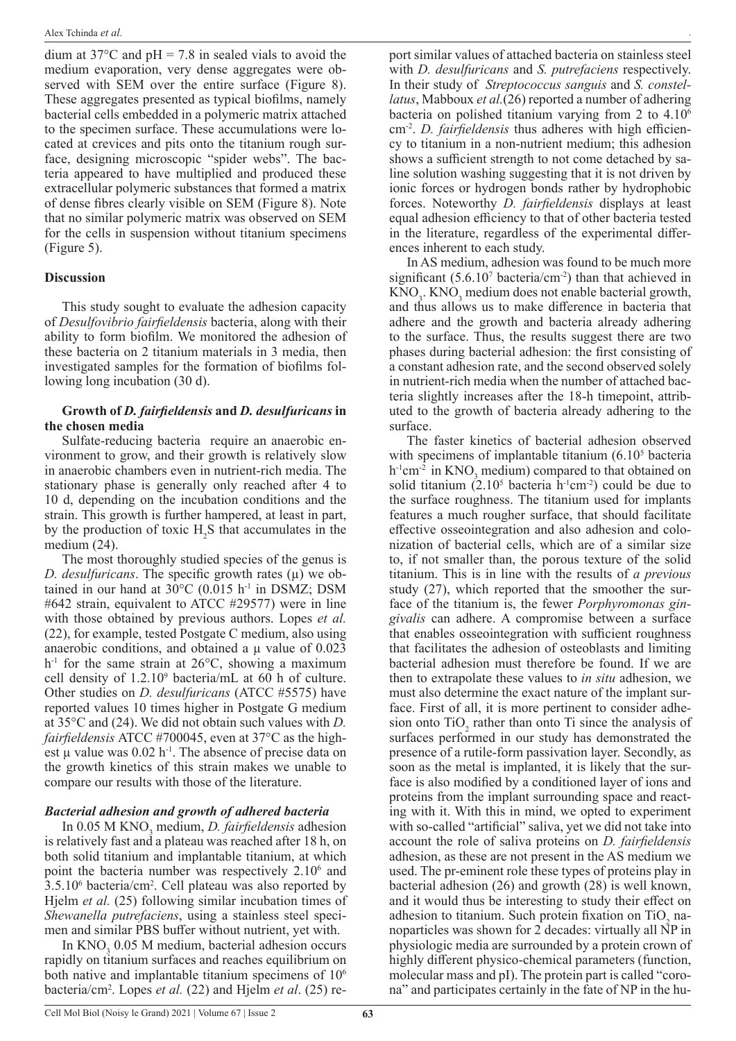dium at 37°C and pH = 7.8 in sealed vials to avoid the medium evaporation, very dense aggregates were observed with SEM over the entire surface (Figure 8). These aggregates presented as typical biofilms, namely bacterial cells embedded in a polymeric matrix attached to the specimen surface. These accumulations were located at crevices and pits onto the titanium rough surface, designing microscopic "spider webs". The bacteria appeared to have multiplied and produced these extracellular polymeric substances that formed a matrix of dense fibres clearly visible on SEM (Figure 8). Note that no similar polymeric matrix was observed on SEM for the cells in suspension without titanium specimens (Figure 5).

## Discussion

This study sought to evaluate the adhesion capacity of *Desulfovibrio fairfieldensis* bacteria, along with their ability to form biofilm. We monitored the adhesion of these bacteria on 2 titanium materials in 3 media, then investigated samples for the formation of biofilms following long incubation (30 d).

### Growth of *D. fairfieldensis* and *D. desulfuricans* in the chosen media

Sulfate-reducing bacteria require an anaerobic environment to grow, and their growth is relatively slow in anaerobic chambers even in nutrient-rich media. The stationary phase is generally only reached after 4 to 10 d, depending on the incubation conditions and the strain. This growth is further hampered, at least in part, by the production of toxic $H_2S$ that accumulates in the medium (24).

The most thoroughly studied species of the genus is *D. desulfuricans*. The specific growth rates (µ) we obtained in our hand at 30°C (0.015 $h^{-1}$ in DSMZ; DSM #642 strain, equivalent to ATCC #29577) were in line with those obtained by previous authors. Lopes *et al.* (22), for example, tested Postgate C medium, also using anaerobic conditions, and obtained a µ value of 0.023 $h^{-1}$ for the same strain at 26°C, showing a maximum cell density of $1.2.10^9$ bacteria/mL at 60 h of culture. Other studies on *D. desulfuricans* (ATCC #5575) have reported values 10 times higher in Postgate G medium at 35°C and (24). We did not obtain such values with *D. fairfieldensis* ATCC #700045, even at 37°C as the highest µ value was 0.02 $h^{-1}$. The absence of precise data on the growth kinetics of this strain makes we unable to compare our results with those of the literature.

### *Bacterial adhesion and growth of adhered bacteria*

In 0.05 M $KNO_3$ medium, *D. fairfieldensis* adhesion is relatively fast and a plateau was reached after 18 h, on both solid titanium and implantable titanium, at which point the bacteria number was respectively $2.10^6$ and $3.5.10^6$ bacteria/cm$^2$. Cell plateau was also reported by Hjelm *et al.* (25) following similar incubation times of *Shewanella putrefaciens*, using a stainless steel specimen and similar PBS buffer without nutrient, yet with.

In $KNO_3$ 0.05 M medium, bacterial adhesion occurs rapidly on titanium surfaces and reaches equilibrium on both native and implantable titanium specimens of $10^6$ bacteria/cm$^2$. Lopes *et al.* (22) and Hjelm *et al*. (25) report similar values of attached bacteria on stainless steel with *D. desulfuricans* and *S. putrefaciens* respectively. In their study of *Streptococcus sanguis* and *S. constellatus*, Mabboux *et al.*(26) reported a number of adhering bacteria on polished titanium varying from 2 to $4.10^6$ cm$^{-2}$. *D. fairfieldensis* thus adheres with high efficiency to titanium in a non-nutrient medium; this adhesion shows a sufficient strength to not come detached by saline solution washing suggesting that it is not driven by ionic forces or hydrogen bonds rather by hydrophobic forces. Noteworthy *D. fairfieldensis* displays at least equal adhesion efficiency to that of other bacteria tested in the literature, regardless of the experimental differences inherent to each study.

In AS medium, adhesion was found to be much more significant ($5.6.10^7$ bacteria/cm$^{-2}$) than that achieved in $KNO_3$. $KNO_3$ medium does not enable bacterial growth, and thus allows us to make difference in bacteria that adhere and the growth and bacteria already adhering to the surface. Thus, the results suggest there are two phases during bacterial adhesion: the first consisting of a constant adhesion rate, and the second observed solely in nutrient-rich media when the number of attached bacteria slightly increases after the 18-h timepoint, attributed to the growth of bacteria already adhering to the surface.

The faster kinetics of bacterial adhesion observed with specimens of implantable titanium ($6.10^5$ bacteria $h^{-1}cm^{-2}$ in $KNO_3$ medium) compared to that obtained on solid titanium ($2.10^5$ bacteria $h^{-1}cm^{-2}$) could be due to the surface roughness. The titanium used for implants features a much rougher surface, that should facilitate effective osseointegration and also adhesion and colonization of bacterial cells, which are of a similar size to, if not smaller than, the porous texture of the solid titanium. This is in line with the results of *a previous* study (27), which reported that the smoother the surface of the titanium is, the fewer *Porphyromonas gingivalis* can adhere. A compromise between a surface that enables osseointegration with sufficient roughness that facilitates the adhesion of osteoblasts and limiting bacterial adhesion must therefore be found. If we are then to extrapolate these values to *in situ* adhesion, we must also determine the exact nature of the implant surface. First of all, it is more pertinent to consider adhesion onto $TiO_2$ rather than onto Ti since the analysis of surfaces performed in our study has demonstrated the presence of a rutile-form passivation layer. Secondly, as soon as the metal is implanted, it is likely that the surface is also modified by a conditioned layer of ions and proteins from the implant surrounding space and reacting with it. With this in mind, we opted to experiment with so-called "artificial" saliva, yet we did not take into account the role of saliva proteins on *D. fairfieldensis* adhesion, as these are not present in the AS medium we used. The pr-eminent role these types of proteins play in bacterial adhesion (26) and growth (28) is well known, and it would thus be interesting to study their effect on adhesion to titanium. Such protein fixation on $TiO_2$ nanoparticles was shown for 2 decades: virtually all NP in physiologic media are surrounded by a protein crown of highly different physico-chemical parameters (function, molecular mass and pI). The protein part is called "corona" and participates certainly in the fate of NP in the hu-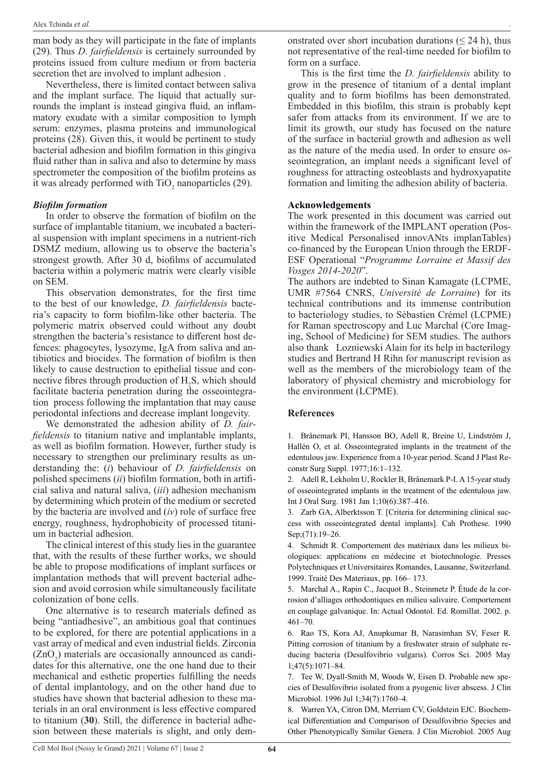man body as they will participate in the fate of implants (29). Thus *D. fairfieldensis* is certainely surrounded by proteins issued from culture medium or from bacteria secretion thet are involved to implant adhesion .

Nevertheless, there is limited contact between saliva and the implant surface. The liquid that actually surrounds the implant is instead gingiva fluid, an inflammatory exudate with a similar composition to lymph serum: enzymes, plasma proteins and immunological proteins (28). Given this, it would be pertinent to study bacterial adhesion and biofilm formation in this gingiva fluid rather than in saliva and also to determine by mass spectrometer the composition of the biofilm proteins as it was already performed with $TiO_2$ nanoparticles (29).

### *Biofilm formation*

In order to observe the formation of biofilm on the surface of implantable titanium, we incubated a bacterial suspension with implant specimens in a nutrient-rich DSMZ medium, allowing us to observe the bacteria's strongest growth. After 30 d, biofilms of accumulated bacteria within a polymeric matrix were clearly visible on SEM.

This observation demonstrates, for the first time to the best of our knowledge, *D. fairfieldensis* bacteria's capacity to form biofilm-like other bacteria. The polymeric matrix observed could without any doubt strengthen the bacteria's resistance to different host defences: phagocytes, lysozyme, IgA from saliva and antibiotics and biocides. The formation of biofilm is then likely to cause destruction to epithelial tissue and connective fibres through production of $H_2S$, which should facilitate bacteria penetration during the osseointegration process following the implantation that may cause periodontal infections and decrease implant longevity.

We demonstrated the adhesion ability of *D. fairfieldensis* to titanium native and implantable implants, as well as biofilm formation. However, further study is necessary to strengthen our preliminary results as understanding the: (*i*) behaviour of *D. fairfieldensis* on polished specimens (*ii*) biofilm formation, both in artificial saliva and natural saliva, (*iii*) adhesion mechanism by determining which protein of the medium or secreted by the bacteria are involved and (*iv*) role of surface free energy, roughness, hydrophobicity of processed titanium in bacterial adhesion.

The clinical interest of this study lies in the guarantee that, with the results of these further works, we should be able to propose modifications of implant surfaces or implantation methods that will prevent bacterial adhesion and avoid corrosion while simultaneously facilitate colonization of bone cells.

One alternative is to research materials defined as being "antiadhesive", an ambitious goal that continues to be explored, for there are potential applications in a vast array of medical and even industrial fields. Zirconia ($ZnO_2$) materials are occasionally announced as candidates for this alternative, one the one hand due to their mechanical and esthetic properties fulfilling the needs of dental implantology, and on the other hand due to studies have shown that bacterial adhesion to these materials in an oral environment is less effective compared to titanium (**30**). Still, the difference in bacterial adhesion between these materials is slight, and only demonstrated over short incubation durations ($\leq 24$ h), thus not representative of the real-time needed for biofilm to form on a surface.

This is the first time the *D. fairfieldensis* ability to grow in the presence of titanium of a dental implant quality and to form biofilms has been demonstrated. Embedded in this biofilm, this strain is probably kept safer from attacks from its environment. If we are to limit its growth, our study has focused on the nature of the surface in bacterial growth and adhesion as well as the nature of the media used. In order to ensure osseointegration, an implant needs a significant level of roughness for attracting osteoblasts and hydroxyapatite formation and limiting the adhesion ability of bacteria.

## Acknowledgements

The work presented in this document was carried out within the framework of the IMPLANT operation (Positive Medical Personalised innovANts implanTables) co-financed by the European Union through the ERDF-ESF Operational "*Programme Lorraine et Massif des Vosges 2014-2020*".

The authors are indebted to Sinan Kamagate (LCPME, UMR #7564 CNRS, *Université de Lorraine*) for its technical contributions and its immense contribution to bacteriology studies, to Sébastien Crémel (LCPME) for Raman spectroscopy and Luc Marchal (Core Imaging, School of Medicine) for SEM studies. The authors also thank Lozniewski Alain for its help in bacterilogy studies and Bertrand H Rihn for manuscript revision as well as the members of the microbiology team of the laboratory of physical chemistry and microbiology for the environment (LCPME).

## References

1. Brånemark PI, Hansson BO, Adell R, Breine U, Lindström J, Hallén O, et al. Osseointegrated implants in the treatment of the edentulous jaw. Experience from a 10-year period. Scand J Plast Reconstr Surg Suppl. 1977;16:1–132.
2. Adell R, Lekholm U, Rockler B, Brånemark P-I. A 15-year study of osseointegrated implants in the treatment of the edentulous jaw. Int J Oral Surg. 1981 Jan 1;10(6):387–416.
3. Zarb GA, Alberktsson T. [Criteria for determining clinical success with osseointegrated dental implants]. Cah Prothese. 1990 Sep;(71):19–26.
4. Schmidt R. Comportement des matériaux dans les milieux biologiques: applications en médecine et biotechnologie. Presses Polytechniques et Universitaires Romandes, Lausanne, Switzerland. 1999. Traité Des Materiaux, pp. 166– 173.
5. Marchal A., Rapin C., Jacquot B., Steinmetz P. Étude de la corrosion d'alliages orthodontiques en milieu salivaire. Comportement en couplage galvanique. In: Actual Odontol. Ed. Romillat. 2002. p. 461–70.
6. Rao TS, Kora AJ, Anupkumar B, Narasimhan SV, Feser R. Pitting corrosion of titanium by a freshwater strain of sulphate reducing bacteria (Desulfovibrio vulgaris). Corros Sci. 2005 May 1;47(5):1071–84.
7. Tee W, Dyall-Smith M, Woods W, Eisen D. Probable new species of Desulfovibrio isolated from a pyogenic liver abscess. J Clin Microbiol. 1996 Jul 1;34(7):1760–4.
8. Warren YA, Citron DM, Merriam CV, Goldstein EJC. Biochemical Differentiation and Comparison of Desulfovibrio Species and Other Phenotypically Similar Genera. J Clin Microbiol. 2005 Aug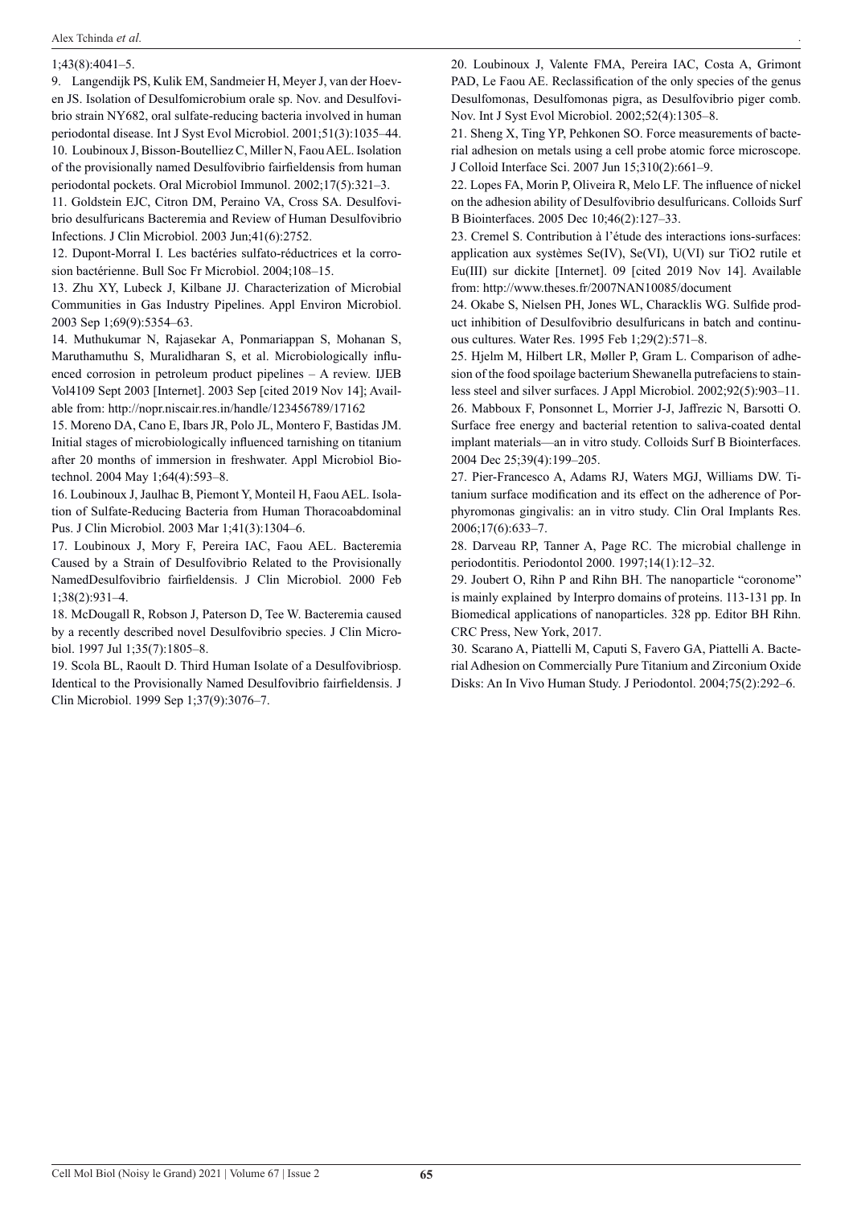1;43(8):4041–5.

9. Langendijk PS, Kulik EM, Sandmeier H, Meyer J, van der Hoeven JS. Isolation of Desulfomicrobium orale sp. Nov. and Desulfovibrio strain NY682, oral sulfate-reducing bacteria involved in human periodontal disease. Int J Syst Evol Microbiol. 2001;51(3):1035–44.

10. Loubinoux J, Bisson-Boutelliez C, Miller N, Faou AEL. Isolation of the provisionally named Desulfovibrio fairfieldensis from human periodontal pockets. Oral Microbiol Immunol. 2002;17(5):321–3.

11. Goldstein EJC, Citron DM, Peraino VA, Cross SA. Desulfovibrio desulfuricans Bacteremia and Review of Human Desulfovibrio Infections. J Clin Microbiol. 2003 Jun;41(6):2752.

12. Dupont-Morral I. Les bactéries sulfato-réductrices et la corrosion bactérienne. Bull Soc Fr Microbiol. 2004;108–15.

13. Zhu XY, Lubeck J, Kilbane JJ. Characterization of Microbial Communities in Gas Industry Pipelines. Appl Environ Microbiol. 2003 Sep 1;69(9):5354–63.

14. Muthukumar N, Rajasekar A, Ponmariappan S, Mohanan S, Maruthamuthu S, Muralidharan S, et al. Microbiologically influenced corrosion in petroleum product pipelines – A review. IJEB Vol4109 Sept 2003 [Internet]. 2003 Sep [cited 2019 Nov 14]; Available from: http://nopr.niscair.res.in/handle/123456789/17162

15. Moreno DA, Cano E, Ibars JR, Polo JL, Montero F, Bastidas JM. Initial stages of microbiologically influenced tarnishing on titanium after 20 months of immersion in freshwater. Appl Microbiol Biotechnol. 2004 May 1;64(4):593–8.

16. Loubinoux J, Jaulhac B, Piemont Y, Monteil H, Faou AEL. Isolation of Sulfate-Reducing Bacteria from Human Thoracoabdominal Pus. J Clin Microbiol. 2003 Mar 1;41(3):1304–6.

17. Loubinoux J, Mory F, Pereira IAC, Faou AEL. Bacteremia Caused by a Strain of Desulfovibrio Related to the Provisionally NamedDesulfovibrio fairfieldensis. J Clin Microbiol. 2000 Feb 1;38(2):931–4.

18. McDougall R, Robson J, Paterson D, Tee W. Bacteremia caused by a recently described novel Desulfovibrio species. J Clin Microbiol. 1997 Jul 1;35(7):1805–8.

19. Scola BL, Raoult D. Third Human Isolate of a Desulfovibriosp. Identical to the Provisionally Named Desulfovibrio fairfieldensis. J Clin Microbiol. 1999 Sep 1;37(9):3076–7.

20. Loubinoux J, Valente FMA, Pereira IAC, Costa A, Grimont PAD, Le Faou AE. Reclassification of the only species of the genus Desulfomonas, Desulfomonas pigra, as Desulfovibrio piger comb. Nov. Int J Syst Evol Microbiol. 2002;52(4):1305–8.

21. Sheng X, Ting YP, Pehkonen SO. Force measurements of bacterial adhesion on metals using a cell probe atomic force microscope. J Colloid Interface Sci. 2007 Jun 15;310(2):661–9.

22. Lopes FA, Morin P, Oliveira R, Melo LF. The influence of nickel on the adhesion ability of Desulfovibrio desulfuricans. Colloids Surf B Biointerfaces. 2005 Dec 10;46(2):127–33.

23. Cremel S. Contribution à l'étude des interactions ions-surfaces: application aux systèmes Se(IV), Se(VI), U(VI) sur TiO2 rutile et Eu(III) sur dickite [Internet]. 09 [cited 2019 Nov 14]. Available from: http://www.theses.fr/2007NAN10085/document

24. Okabe S, Nielsen PH, Jones WL, Characklis WG. Sulfide product inhibition of Desulfovibrio desulfuricans in batch and continuous cultures. Water Res. 1995 Feb 1;29(2):571–8.

25. Hjelm M, Hilbert LR, Møller P, Gram L. Comparison of adhesion of the food spoilage bacterium Shewanella putrefaciens to stainless steel and silver surfaces. J Appl Microbiol. 2002;92(5):903–11.

26. Mabboux F, Ponsonnet L, Morrier J-J, Jaffrezic N, Barsotti O. Surface free energy and bacterial retention to saliva-coated dental implant materials—an in vitro study. Colloids Surf B Biointerfaces. 2004 Dec 25;39(4):199–205.

27. Pier-Francesco A, Adams RJ, Waters MGJ, Williams DW. Titanium surface modification and its effect on the adherence of Porphyromonas gingivalis: an in vitro study. Clin Oral Implants Res. 2006;17(6):633–7.

28. Darveau RP, Tanner A, Page RC. The microbial challenge in periodontitis. Periodontol 2000. 1997;14(1):12–32.

29. Joubert O, Rihn P and Rihn BH. The nanoparticle "coronome" is mainly explained by Interpro domains of proteins. 113-131 pp. In Biomedical applications of nanoparticles. 328 pp. Editor BH Rihn. CRC Press, New York, 2017.

30. Scarano A, Piattelli M, Caputi S, Favero GA, Piattelli A. Bacterial Adhesion on Commercially Pure Titanium and Zirconium Oxide Disks: An In Vivo Human Study. J Periodontol. 2004;75(2):292–6.